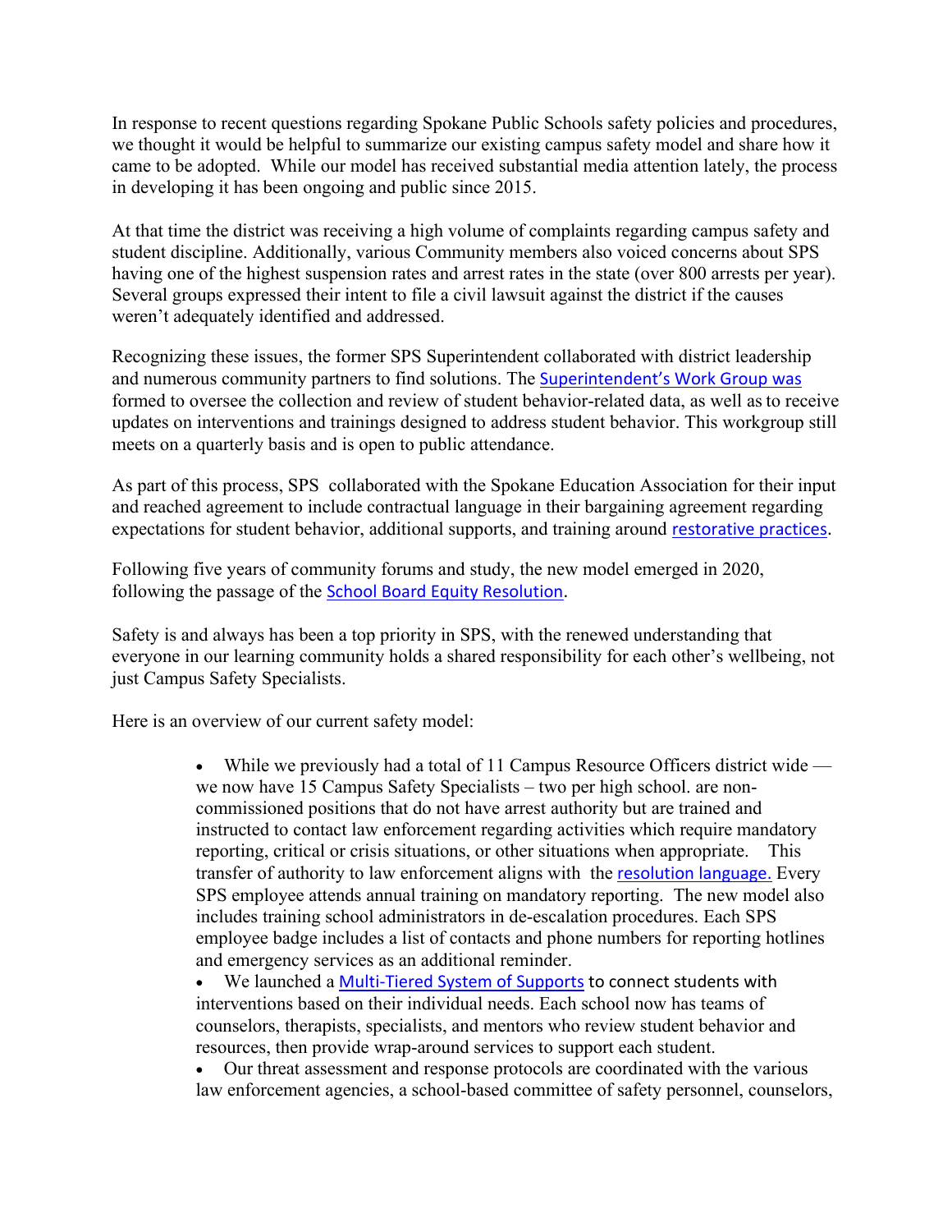In response to recent questions regarding Spokane Public Schools safety policies and procedures, we thought it would be helpful to summarize our existing campus safety model and share how it came to be adopted. While our model has received substantial media attention lately, the process in developing it has been ongoing and public since 2015.

At that time the district was receiving a high volume of complaints regarding campus safety and student discipline. Additionally, various Community members also voiced concerns about SPS having one of the highest suspension rates and arrest rates in the state (over 800 arrests per year). Several groups expressed their intent to file a civil lawsuit against the district if the causes weren't adequately identified and addressed.

Recognizing these issues, the former SPS Superintendent collaborated with district leadership and numerous community partners to find solutions. The Superintendent's Work Group was formed to oversee the collection and review of student behavior-related data, as well as to receive updates on interventions and trainings designed to address student behavior. This workgroup still meets on a quarterly basis and is open to public attendance.

As part of this process, SPS collaborated with the Spokane Education Association for their input and reached agreement to include contractual language in their bargaining agreement regarding expectations for student behavior, additional supports, and training around restorative practices.

Following five years of community forums and study, the new model emerged in 2020, following the passage of the School Board Equity Resolution.

Safety is and always has been a top priority in SPS, with the renewed understanding that everyone in our learning community holds a shared responsibility for each other's wellbeing, not just Campus Safety Specialists.

Here is an overview of our current safety model:

- While we previously had a total of 11 Campus Resource Officers district wide — we now have 15 Campus Safety Specialists – two per high school. are non-commissioned positions that do not have arrest authority but are trained and instructed to contact law enforcement regarding activities which require mandatory reporting, critical or crisis situations, or other situations when appropriate. This transfer of authority to law enforcement aligns with the resolution language. Every SPS employee attends annual training on mandatory reporting. The new model also includes training school administrators in de-escalation procedures. Each SPS employee badge includes a list of contacts and phone numbers for reporting hotlines and emergency services as an additional reminder.
- We launched a Multi-Tiered System of Supports to connect students with interventions based on their individual needs. Each school now has teams of counselors, therapists, specialists, and mentors who review student behavior and resources, then provide wrap-around services to support each student.
- Our threat assessment and response protocols are coordinated with the various law enforcement agencies, a school-based committee of safety personnel, counselors,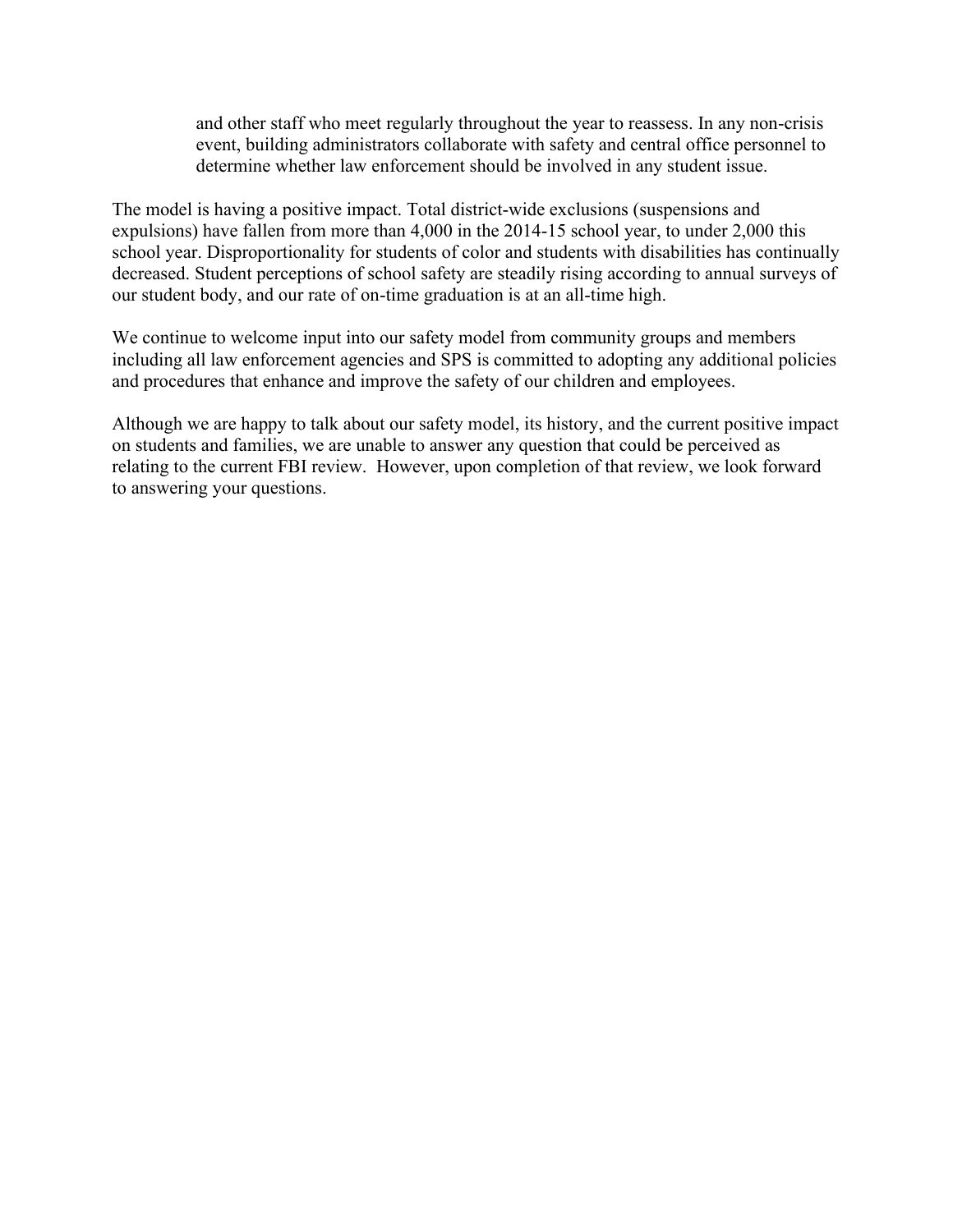and other staff who meet regularly throughout the year to reassess. In any non-crisis event, building administrators collaborate with safety and central office personnel to determine whether law enforcement should be involved in any student issue.

The model is having a positive impact. Total district-wide exclusions (suspensions and expulsions) have fallen from more than 4,000 in the 2014-15 school year, to under 2,000 this school year. Disproportionality for students of color and students with disabilities has continually decreased. Student perceptions of school safety are steadily rising according to annual surveys of our student body, and our rate of on-time graduation is at an all-time high.

We continue to welcome input into our safety model from community groups and members including all law enforcement agencies and SPS is committed to adopting any additional policies and procedures that enhance and improve the safety of our children and employees.

Although we are happy to talk about our safety model, its history, and the current positive impact on students and families, we are unable to answer any question that could be perceived as relating to the current FBI review. However, upon completion of that review, we look forward to answering your questions.